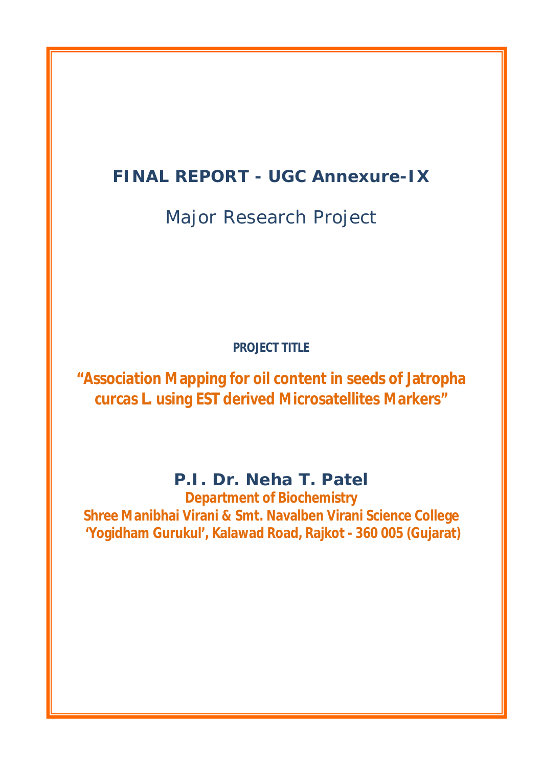# FINAL REPORT - UGC Annexure-IX

## Major Research Project

**PROJECT TITLE**

## "Association Mapping for oil content in seeds of Jatropha curcas L. using EST derived Microsatellites Markers"

### P.I. Dr. Neha T. Patel

**Department of Biochemistry**

**Shree Manibhai Virani & Smt. Navalben Virani Science College**

**'Yogidham Gurukul', Kalawad Road, Rajkot - 360 005 (Gujarat)**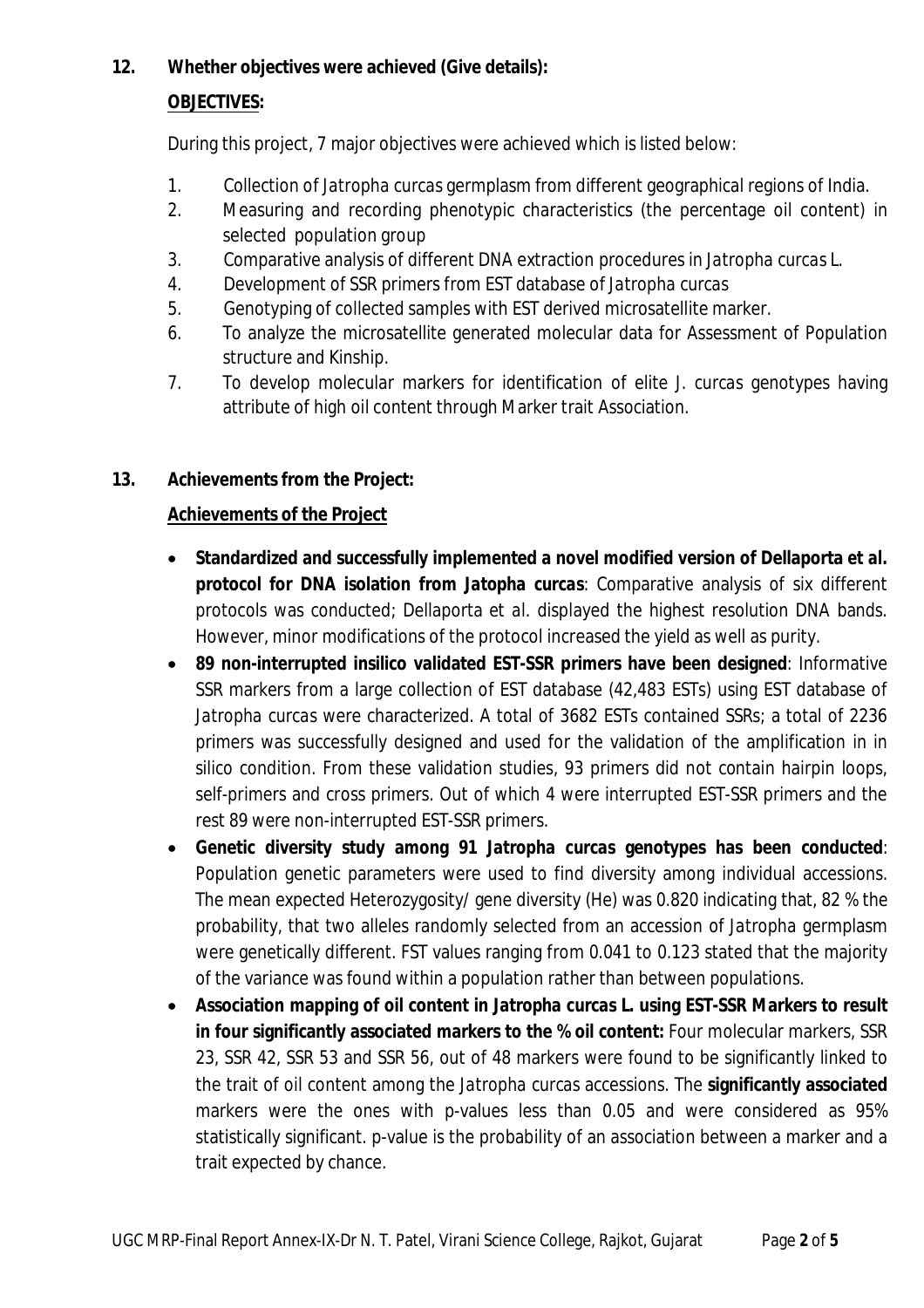**12. Whether objectives were achieved (Give details):**

**OBJECTIVES:**

During this project, 7 major objectives were achieved which is listed below:

1. Collection of *Jatropha curcas* germplasm from different geographical regions of India.
2. Measuring and recording phenotypic characteristics (the percentage oil content) in selected population group
3. Comparative analysis of different DNA extraction procedures in *Jatropha curcas* L.
4. Development of SSR primers from EST database of *Jatropha curcas*
5. Genotyping of collected samples with EST derived microsatellite marker.
6. To analyze the microsatellite generated molecular data for Assessment of Population structure and Kinship.
7. To develop molecular markers for identification of elite *J. curcas* genotypes having attribute of high oil content through Marker trait Association.

**13. Achievements from the Project:**

**Achievements of the Project**

- **Standardized and successfully implemented a novel modified version of Dellaporta et al. protocol for DNA isolation from *Jatopha curcas***: Comparative analysis of six different protocols was conducted; Dellaporta et al. displayed the highest resolution DNA bands. However, minor modifications of the protocol increased the yield as well as purity.
- **89 non-interrupted insilico validated EST-SSR primers have been designed**: Informative SSR markers from a large collection of EST database (42,483 ESTs) using EST database of *Jatropha curcas* were characterized. A total of 3682 ESTs contained SSRs; a total of 2236 primers was successfully designed and used for the validation of the amplification in in silico condition. From these validation studies, 93 primers did not contain hairpin loops, self-primers and cross primers. Out of which 4 were interrupted EST-SSR primers and the rest 89 were non-interrupted EST-SSR primers.
- **Genetic diversity study among 91 *Jatropha curcas* genotypes has been conducted**: Population genetic parameters were used to find diversity among individual accessions. The mean expected Heterozygosity/ gene diversity (He) was 0.820 indicating that, 82 % the probability, that two alleles randomly selected from an accession of Jatropha germplasm were genetically different. FST values ranging from 0.041 to 0.123 stated that the majority of the variance was found within a population rather than between populations.
- **Association mapping of oil content in *Jatropha curcas L.* using EST-SSR Markers to result in four significantly associated markers to the % oil content:** Four molecular markers, SSR 23, SSR 42, SSR 53 and SSR 56, out of 48 markers were found to be significantly linked to the trait of oil content among the *Jatropha curcas* accessions. The **significantly associated** markers were the ones with p-values less than 0.05 and were considered as 95% statistically significant. p-value is the probability of an association between a marker and a trait expected by chance.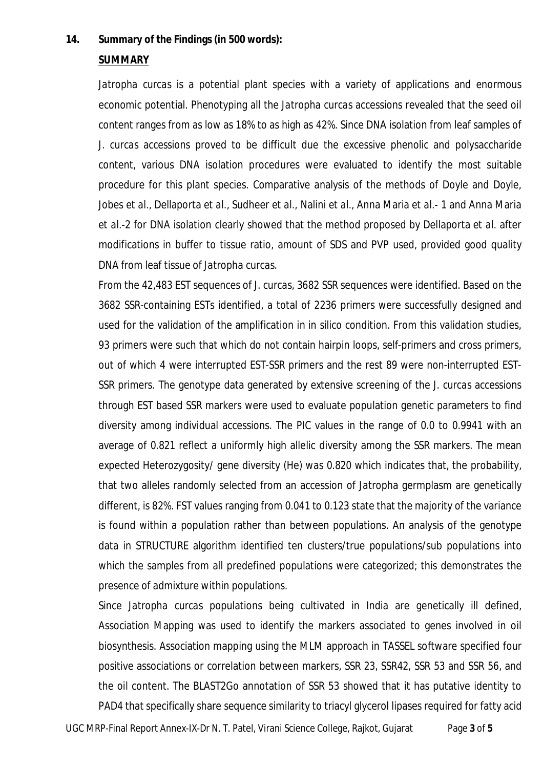**14. Summary of the Findings (in 500 words):**

**SUMMARY**

*Jatropha curcas* is a potential plant species with a variety of applications and enormous economic potential. Phenotyping all the *Jatropha curcas* accessions revealed that the seed oil content ranges from as low as 18% to as high as 42%. Since DNA isolation from leaf samples of *J. curcas* accessions proved to be difficult due the excessive phenolic and polysaccharide content, various DNA isolation procedures were evaluated to identify the most suitable procedure for this plant species. Comparative analysis of the methods of Doyle and Doyle, Jobes *et al.*, Dellaporta *et al.*, Sudheer *et al.*, Nalini *et al.*, Anna Maria *et al.*- 1 and Anna Maria *et al.*-2 for DNA isolation clearly showed that the method proposed by Dellaporta *et al.* after modifications in buffer to tissue ratio, amount of SDS and PVP used, provided good quality DNA from leaf tissue of *Jatropha curcas*.

From the 42,483 EST sequences of *J. curcas*, 3682 SSR sequences were identified. Based on the 3682 SSR-containing ESTs identified, a total of 2236 primers were successfully designed and used for the validation of the amplification in in silico condition. From this validation studies, 93 primers were such that which do not contain hairpin loops, self-primers and cross primers, out of which 4 were interrupted EST-SSR primers and the rest 89 were non-interrupted EST-SSR primers. The genotype data generated by extensive screening of the *J. curcas* accessions through EST based SSR markers were used to evaluate population genetic parameters to find diversity among individual accessions. The PIC values in the range of 0.0 to 0.9941 with an average of 0.821 reflect a uniformly high allelic diversity among the SSR markers. The mean expected Heterozygosity/ gene diversity (He) was 0.820 which indicates that, the probability, that two alleles randomly selected from an accession of Jatropha germplasm are genetically different, is 82%. FST values ranging from 0.041 to 0.123 state that the majority of the variance is found within a population rather than between populations. An analysis of the genotype data in STRUCTURE algorithm identified ten clusters/true populations/sub populations into which the samples from all predefined populations were categorized; this demonstrates the presence of admixture within populations.

Since *Jatropha curcas* populations being cultivated in India are genetically ill defined, Association Mapping was used to identify the markers associated to genes involved in oil biosynthesis. Association mapping using the MLM approach in TASSEL software specified four positive associations or correlation between markers, SSR 23, SSR42, SSR 53 and SSR 56, and the oil content. The BLAST2Go annotation of SSR 53 showed that it has putative identity to PAD4 that specifically share sequence similarity to triacyl glycerol lipases required for fatty acid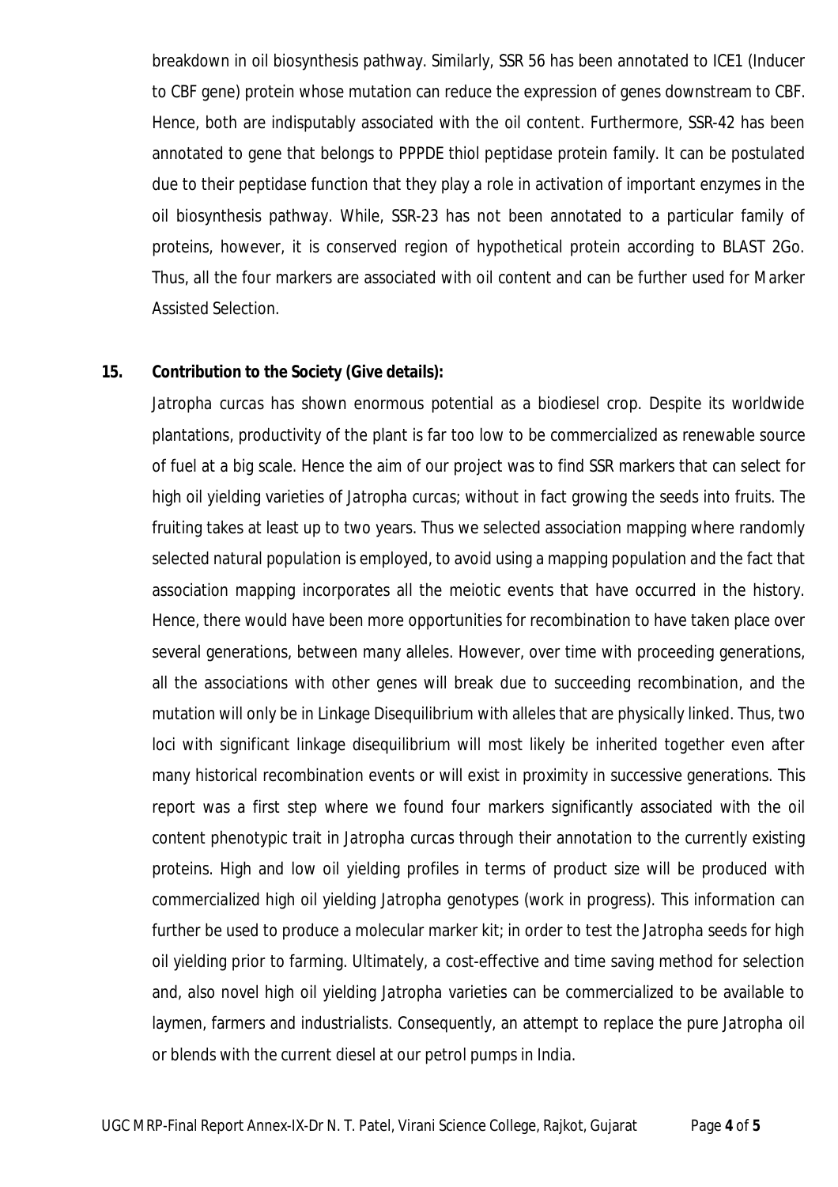breakdown in oil biosynthesis pathway. Similarly, SSR 56 has been annotated to ICE1 (Inducer to CBF gene) protein whose mutation can reduce the expression of genes downstream to CBF. Hence, both are indisputably associated with the oil content. Furthermore, SSR-42 has been annotated to gene that belongs to PPPDE thiol peptidase protein family. It can be postulated due to their peptidase function that they play a role in activation of important enzymes in the oil biosynthesis pathway. While, SSR-23 has not been annotated to a particular family of proteins, however, it is conserved region of hypothetical protein according to BLAST 2Go. Thus, all the four markers are associated with oil content and can be further used for Marker Assisted Selection.

**15. Contribution to the Society (Give details):**

*Jatropha curcas* has shown enormous potential as a biodiesel crop. Despite its worldwide plantations, productivity of the plant is far too low to be commercialized as renewable source of fuel at a big scale. Hence the aim of our project was to find SSR markers that can select for high oil yielding varieties of *Jatropha curcas*; without in fact growing the seeds into fruits. The fruiting takes at least up to two years. Thus we selected association mapping where randomly selected natural population is employed, to avoid using a mapping population and the fact that association mapping incorporates all the meiotic events that have occurred in the history. Hence, there would have been more opportunities for recombination to have taken place over several generations, between many alleles. However, over time with proceeding generations, all the associations with other genes will break due to succeeding recombination, and the mutation will only be in Linkage Disequilibrium with alleles that are physically linked. Thus, two loci with significant linkage disequilibrium will most likely be inherited together even after many historical recombination events or will exist in proximity in successive generations. This report was a first step where we found four markers significantly associated with the oil content phenotypic trait in *Jatropha curcas* through their annotation to the currently existing proteins. High and low oil yielding profiles in terms of product size will be produced with commercialized high oil yielding Jatropha genotypes (work in progress). This information can further be used to produce a molecular marker kit; in order to test the *Jatropha* seeds for high oil yielding prior to farming. Ultimately, a cost-effective and time saving method for selection and, also novel high oil yielding *Jatropha* varieties can be commercialized to be available to laymen, farmers and industrialists. Consequently, an attempt to replace the pure *Jatropha* oil or blends with the current diesel at our petrol pumps in India.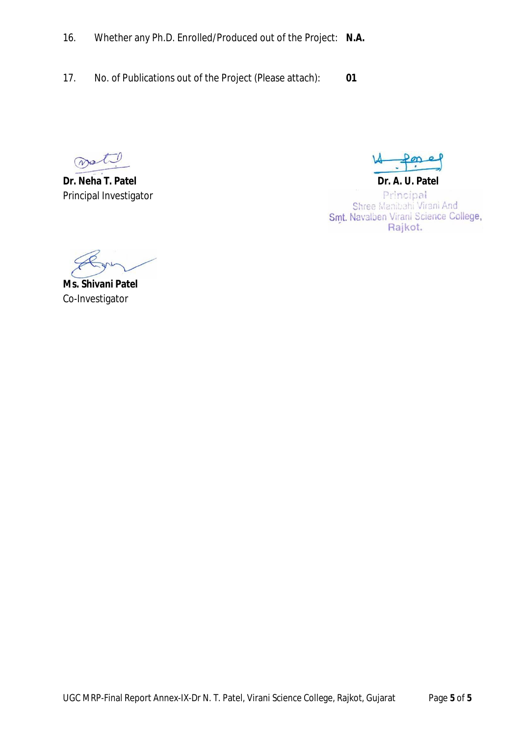16. Whether any Ph.D. Enrolled/Produced out of the Project: **N.A.**

17. No. of Publications out of the Project (Please attach): **01**

**Dr. Neha T. Patel**
Principal Investigator

**Dr. A. U. Patel**
Principal
Shree Manibahi Virani And
Smt. Navalben Virani Science College,
Rajkot.

**Ms. Shivani Patel**
Co-Investigator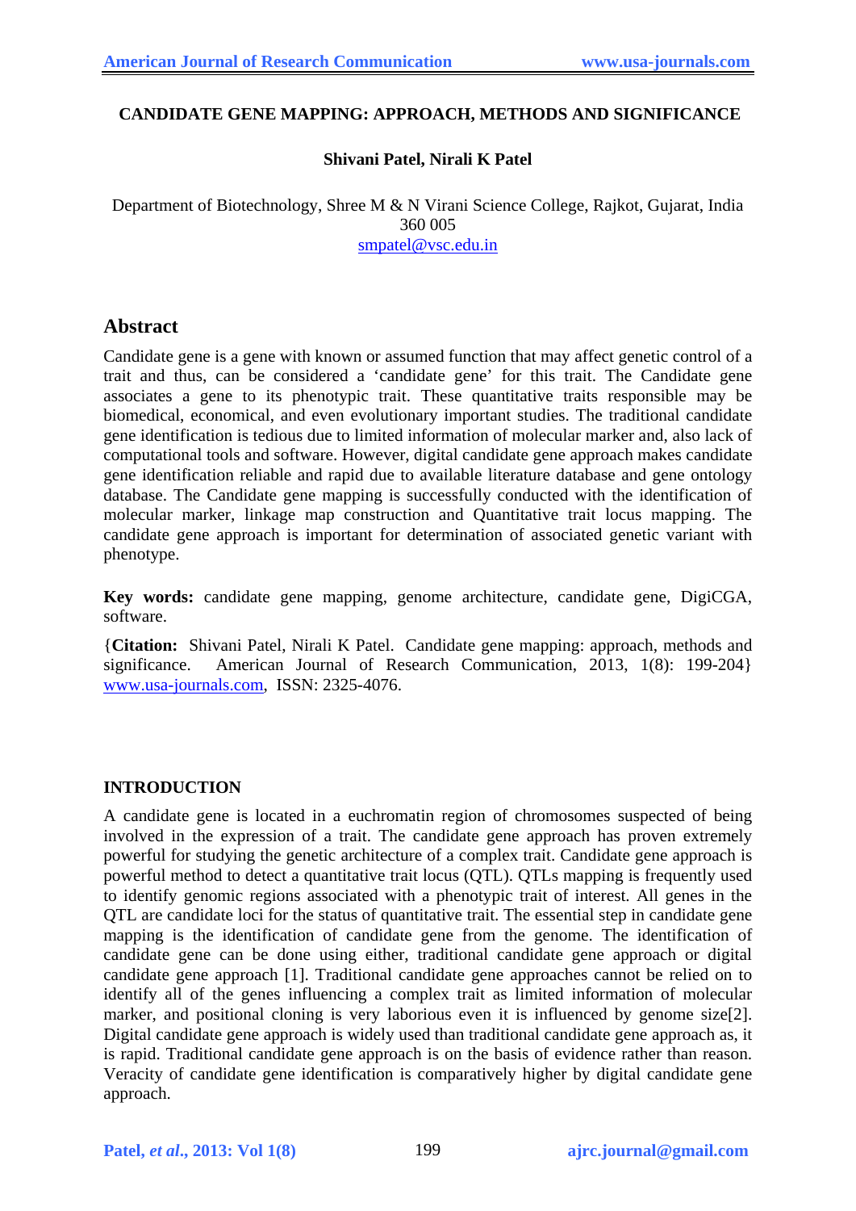# CANDIDATE GENE MAPPING: APPROACH, METHODS AND SIGNIFICANCE

**Shivani Patel, Nirali K Patel**

Department of Biotechnology, Shree M & N Virani Science College, Rajkot, Gujarat, India 360 005
smpatel@vsc.edu.in

## Abstract

Candidate gene is a gene with known or assumed function that may affect genetic control of a trait and thus, can be considered a 'candidate gene' for this trait. The Candidate gene associates a gene to its phenotypic trait. These quantitative traits responsible may be biomedical, economical, and even evolutionary important studies. The traditional candidate gene identification is tedious due to limited information of molecular marker and, also lack of computational tools and software. However, digital candidate gene approach makes candidate gene identification reliable and rapid due to available literature database and gene ontology database. The Candidate gene mapping is successfully conducted with the identification of molecular marker, linkage map construction and Quantitative trait locus mapping. The candidate gene approach is important for determination of associated genetic variant with phenotype.

**Key words:** candidate gene mapping, genome architecture, candidate gene, DigiCGA, software.

{**Citation:** Shivani Patel, Nirali K Patel. Candidate gene mapping: approach, methods and significance. American Journal of Research Communication, 2013, 1(8): 199-204} www.usa-journals.com, ISSN: 2325-4076.

## INTRODUCTION

A candidate gene is located in a euchromatin region of chromosomes suspected of being involved in the expression of a trait. The candidate gene approach has proven extremely powerful for studying the genetic architecture of a complex trait. Candidate gene approach is powerful method to detect a quantitative trait locus (QTL). QTLs mapping is frequently used to identify genomic regions associated with a phenotypic trait of interest. All genes in the QTL are candidate loci for the status of quantitative trait. The essential step in candidate gene mapping is the identification of candidate gene from the genome. The identification of candidate gene can be done using either, traditional candidate gene approach or digital candidate gene approach [1]. Traditional candidate gene approaches cannot be relied on to identify all of the genes influencing a complex trait as limited information of molecular marker, and positional cloning is very laborious even it is influenced by genome size[2]. Digital candidate gene approach is widely used than traditional candidate gene approach as, it is rapid. Traditional candidate gene approach is on the basis of evidence rather than reason. Veracity of candidate gene identification is comparatively higher by digital candidate gene approach.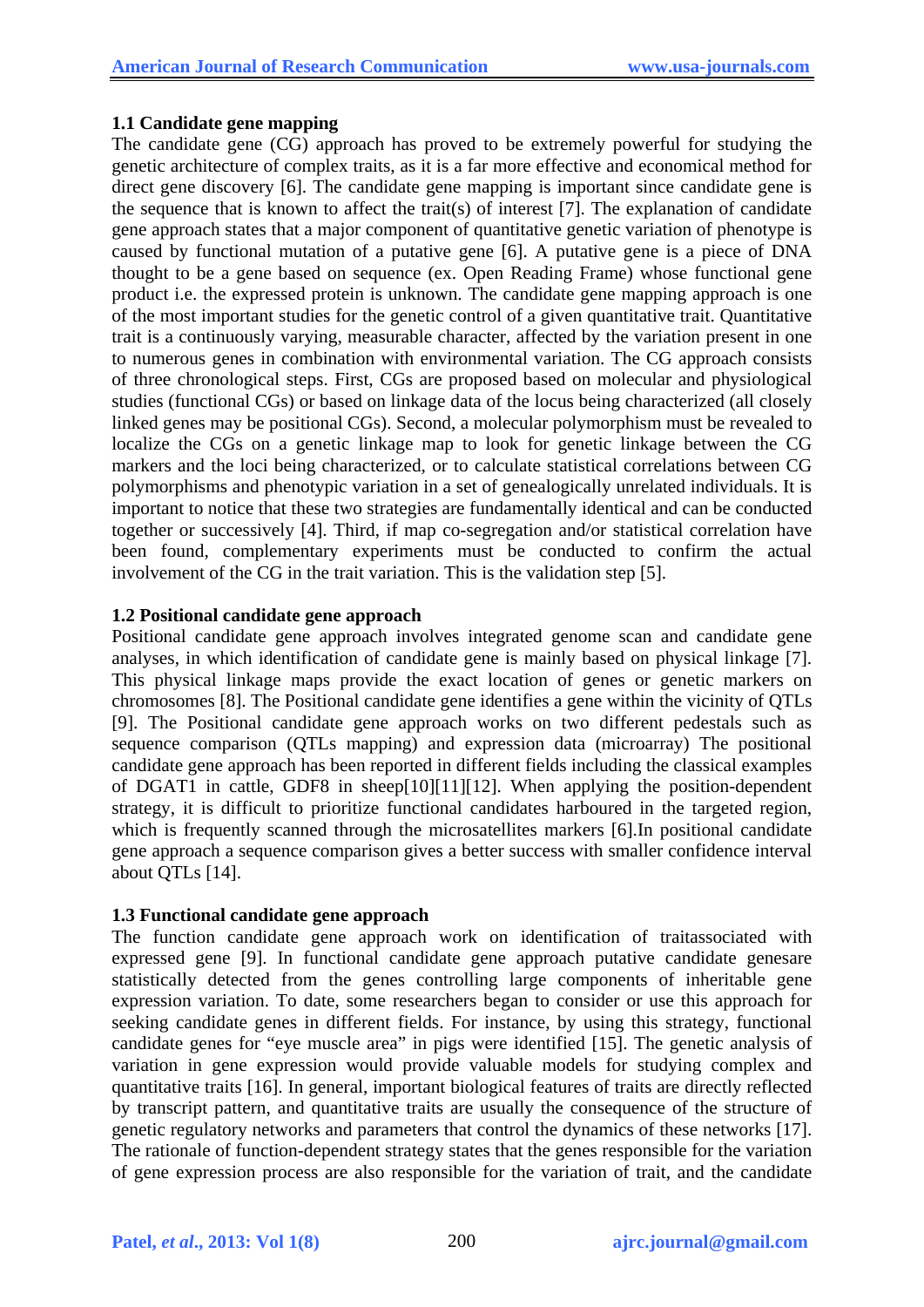### 1.1 Candidate gene mapping

The candidate gene (CG) approach has proved to be extremely powerful for studying the genetic architecture of complex traits, as it is a far more effective and economical method for direct gene discovery [6]. The candidate gene mapping is important since candidate gene is the sequence that is known to affect the trait(s) of interest [7]. The explanation of candidate gene approach states that a major component of quantitative genetic variation of phenotype is caused by functional mutation of a putative gene [6]. A putative gene is a piece of DNA thought to be a gene based on sequence (ex. Open Reading Frame) whose functional gene product i.e. the expressed protein is unknown. The candidate gene mapping approach is one of the most important studies for the genetic control of a given quantitative trait. Quantitative trait is a continuously varying, measurable character, affected by the variation present in one to numerous genes in combination with environmental variation. The CG approach consists of three chronological steps. First, CGs are proposed based on molecular and physiological studies (functional CGs) or based on linkage data of the locus being characterized (all closely linked genes may be positional CGs). Second, a molecular polymorphism must be revealed to localize the CGs on a genetic linkage map to look for genetic linkage between the CG markers and the loci being characterized, or to calculate statistical correlations between CG polymorphisms and phenotypic variation in a set of genealogically unrelated individuals. It is important to notice that these two strategies are fundamentally identical and can be conducted together or successively [4]. Third, if map co-segregation and/or statistical correlation have been found, complementary experiments must be conducted to confirm the actual involvement of the CG in the trait variation. This is the validation step [5].

### 1.2 Positional candidate gene approach

Positional candidate gene approach involves integrated genome scan and candidate gene analyses, in which identification of candidate gene is mainly based on physical linkage [7]. This physical linkage maps provide the exact location of genes or genetic markers on chromosomes [8]. The Positional candidate gene identifies a gene within the vicinity of QTLs [9]. The Positional candidate gene approach works on two different pedestals such as sequence comparison (QTLs mapping) and expression data (microarray) The positional candidate gene approach has been reported in different fields including the classical examples of DGAT1 in cattle, GDF8 in sheep[10][11][12]. When applying the position-dependent strategy, it is difficult to prioritize functional candidates harboured in the targeted region, which is frequently scanned through the microsatellites markers [6].In positional candidate gene approach a sequence comparison gives a better success with smaller confidence interval about QTLs [14].

### 1.3 Functional candidate gene approach

The function candidate gene approach work on identification of traitassociated with expressed gene [9]. In functional candidate gene approach putative candidate genesare statistically detected from the genes controlling large components of inheritable gene expression variation. To date, some researchers began to consider or use this approach for seeking candidate genes in different fields. For instance, by using this strategy, functional candidate genes for "eye muscle area" in pigs were identified [15]. The genetic analysis of variation in gene expression would provide valuable models for studying complex and quantitative traits [16]. In general, important biological features of traits are directly reflected by transcript pattern, and quantitative traits are usually the consequence of the structure of genetic regulatory networks and parameters that control the dynamics of these networks [17]. The rationale of function-dependent strategy states that the genes responsible for the variation of gene expression process are also responsible for the variation of trait, and the candidate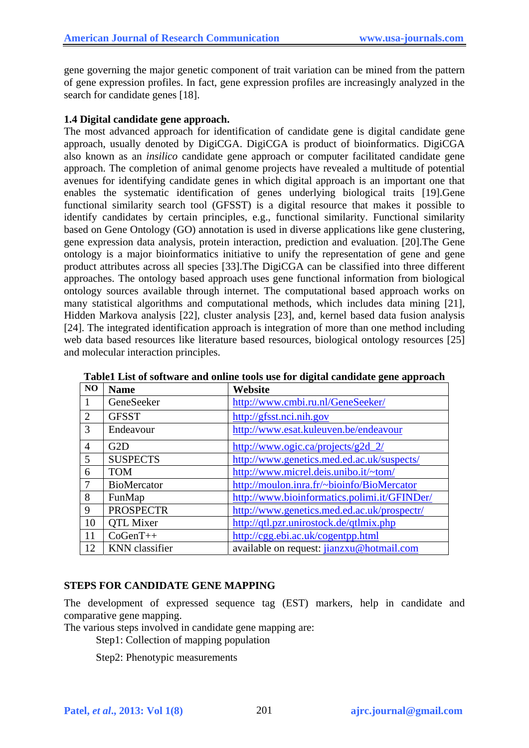gene governing the major genetic component of trait variation can be mined from the pattern of gene expression profiles. In fact, gene expression profiles are increasingly analyzed in the search for candidate genes [18].

### 1.4 Digital candidate gene approach.

The most advanced approach for identification of candidate gene is digital candidate gene approach, usually denoted by DigiCGA. DigiCGA is product of bioinformatics. DigiCGA also known as an *insilico* candidate gene approach or computer facilitated candidate gene approach. The completion of animal genome projects have revealed a multitude of potential avenues for identifying candidate genes in which digital approach is an important one that enables the systematic identification of genes underlying biological traits [19].Gene functional similarity search tool (GFSST) is a digital resource that makes it possible to identify candidates by certain principles, e.g., functional similarity. Functional similarity based on Gene Ontology (GO) annotation is used in diverse applications like gene clustering, gene expression data analysis, protein interaction, prediction and evaluation. [20].The Gene ontology is a major bioinformatics initiative to unify the representation of gene and gene product attributes across all species [33].The DigiCGA can be classified into three different approaches. The ontology based approach uses gene functional information from biological ontology sources available through internet. The computational based approach works on many statistical algorithms and computational methods, which includes data mining [21], Hidden Markova analysis [22], cluster analysis [23], and, kernel based data fusion analysis [24]. The integrated identification approach is integration of more than one method including web data based resources like literature based resources, biological ontology resources [25] and molecular interaction principles.

**Table1 List of software and online tools use for digital candidate gene approach**

| NO | Name | Website |
|---|---|---|
| 1 | GeneSeeker | http://www.cmbi.ru.nl/GeneSeeker/ |
| 2 | GFSST | http://gfsst.nci.nih.gov |
| 3 | Endeavour | http://www.esat.kuleuven.be/endeavour |
| 4 | G2D | http://www.ogic.ca/projects/g2d_2/ |
| 5 | SUSPECTS | http://www.genetics.med.ed.ac.uk/suspects/ |
| 6 | TOM | http://www.micrel.deis.unibo.it/~tom/ |
| 7 | BioMercator | http://moulon.inra.fr/~bioinfo/BioMercator |
| 8 | FunMap | http://www.bioinformatics.polimi.it/GFINDer/ |
| 9 | PROSPECTR | http://www.genetics.med.ed.ac.uk/prospectr/ |
| 10 | QTL Mixer | http://qtl.pzr.unirostock.de/qtlmix.php |
| 11 | CoGenT++ | http://cgg.ebi.ac.uk/cogentpp.html |
| 12 | KNN classifier | available on request: jianzxu@hotmail.com |

## STEPS FOR CANDIDATE GENE MAPPING

The development of expressed sequence tag (EST) markers, help in candidate and comparative gene mapping.

The various steps involved in candidate gene mapping are:

Step1: Collection of mapping population

Step2: Phenotypic measurements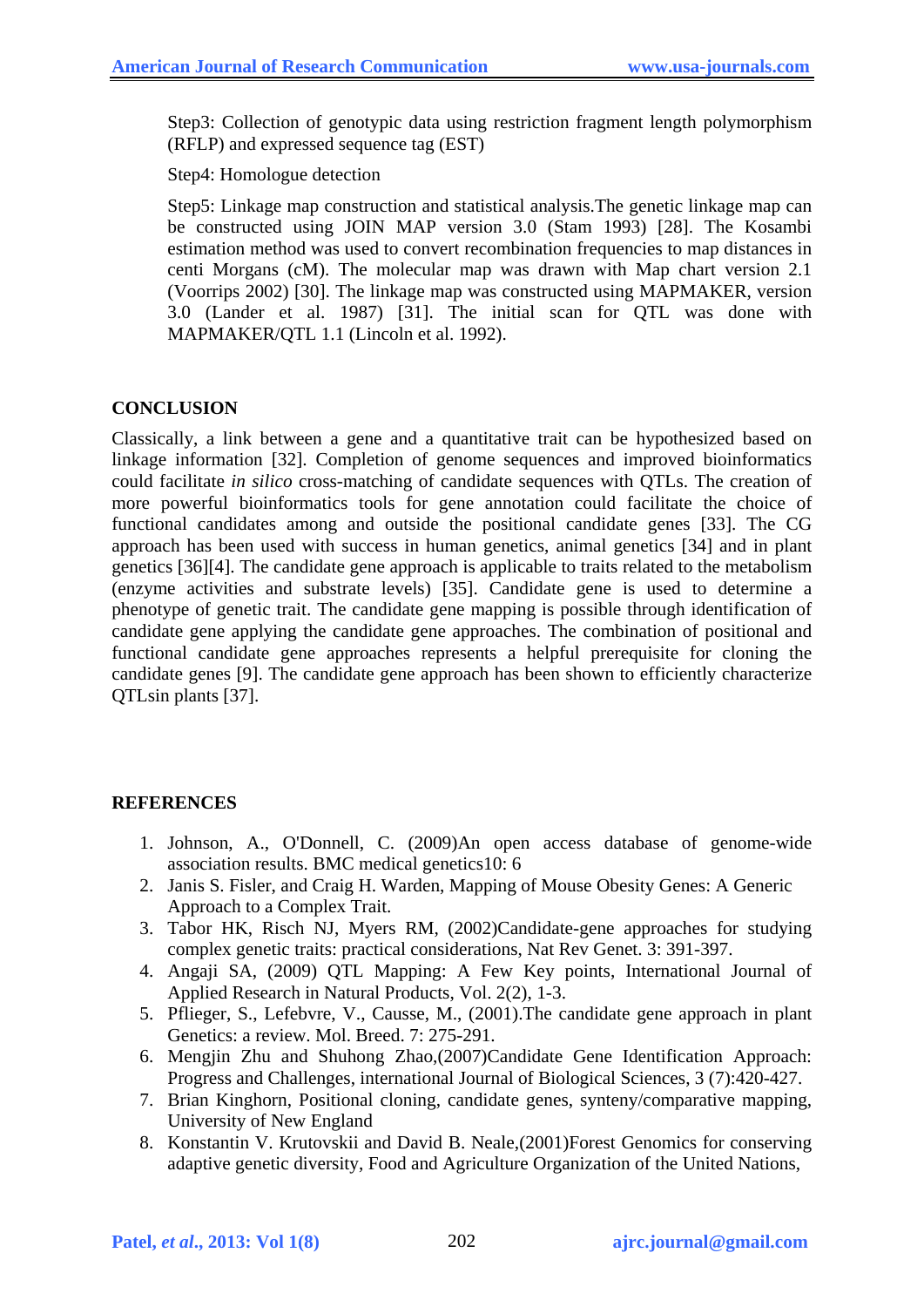Step3: Collection of genotypic data using restriction fragment length polymorphism (RFLP) and expressed sequence tag (EST)

Step4: Homologue detection

Step5: Linkage map construction and statistical analysis.The genetic linkage map can be constructed using JOIN MAP version 3.0 (Stam 1993) [28]. The Kosambi estimation method was used to convert recombination frequencies to map distances in centi Morgans (cM). The molecular map was drawn with Map chart version 2.1 (Voorrips 2002) [30]. The linkage map was constructed using MAPMAKER, version 3.0 (Lander et al. 1987) [31]. The initial scan for QTL was done with MAPMAKER/QTL 1.1 (Lincoln et al. 1992).

## CONCLUSION

Classically, a link between a gene and a quantitative trait can be hypothesized based on linkage information [32]. Completion of genome sequences and improved bioinformatics could facilitate *in silico* cross-matching of candidate sequences with QTLs. The creation of more powerful bioinformatics tools for gene annotation could facilitate the choice of functional candidates among and outside the positional candidate genes [33]. The CG approach has been used with success in human genetics, animal genetics [34] and in plant genetics [36][4]. The candidate gene approach is applicable to traits related to the metabolism (enzyme activities and substrate levels) [35]. Candidate gene is used to determine a phenotype of genetic trait. The candidate gene mapping is possible through identification of candidate gene applying the candidate gene approaches. The combination of positional and functional candidate gene approaches represents a helpful prerequisite for cloning the candidate genes [9]. The candidate gene approach has been shown to efficiently characterize QTLsin plants [37].

## REFERENCES

1. Johnson, A., O'Donnell, C. (2009)An open access database of genome-wide association results. BMC medical genetics10: 6
2. Janis S. Fisler, and Craig H. Warden, Mapping of Mouse Obesity Genes: A Generic Approach to a Complex Trait.
3. Tabor HK, Risch NJ, Myers RM, (2002)Candidate-gene approaches for studying complex genetic traits: practical considerations, Nat Rev Genet. 3: 391-397.
4. Angaji SA, (2009) QTL Mapping: A Few Key points, International Journal of Applied Research in Natural Products, Vol. 2(2), 1-3.
5. Pflieger, S., Lefebvre, V., Causse, M., (2001).The candidate gene approach in plant Genetics: a review. Mol. Breed. 7: 275-291.
6. Mengjin Zhu and Shuhong Zhao,(2007)Candidate Gene Identification Approach: Progress and Challenges, international Journal of Biological Sciences, 3 (7):420-427.
7. Brian Kinghorn, Positional cloning, candidate genes, synteny/comparative mapping, University of New England
8. Konstantin V. Krutovskii and David B. Neale,(2001)Forest Genomics for conserving adaptive genetic diversity, Food and Agriculture Organization of the United Nations,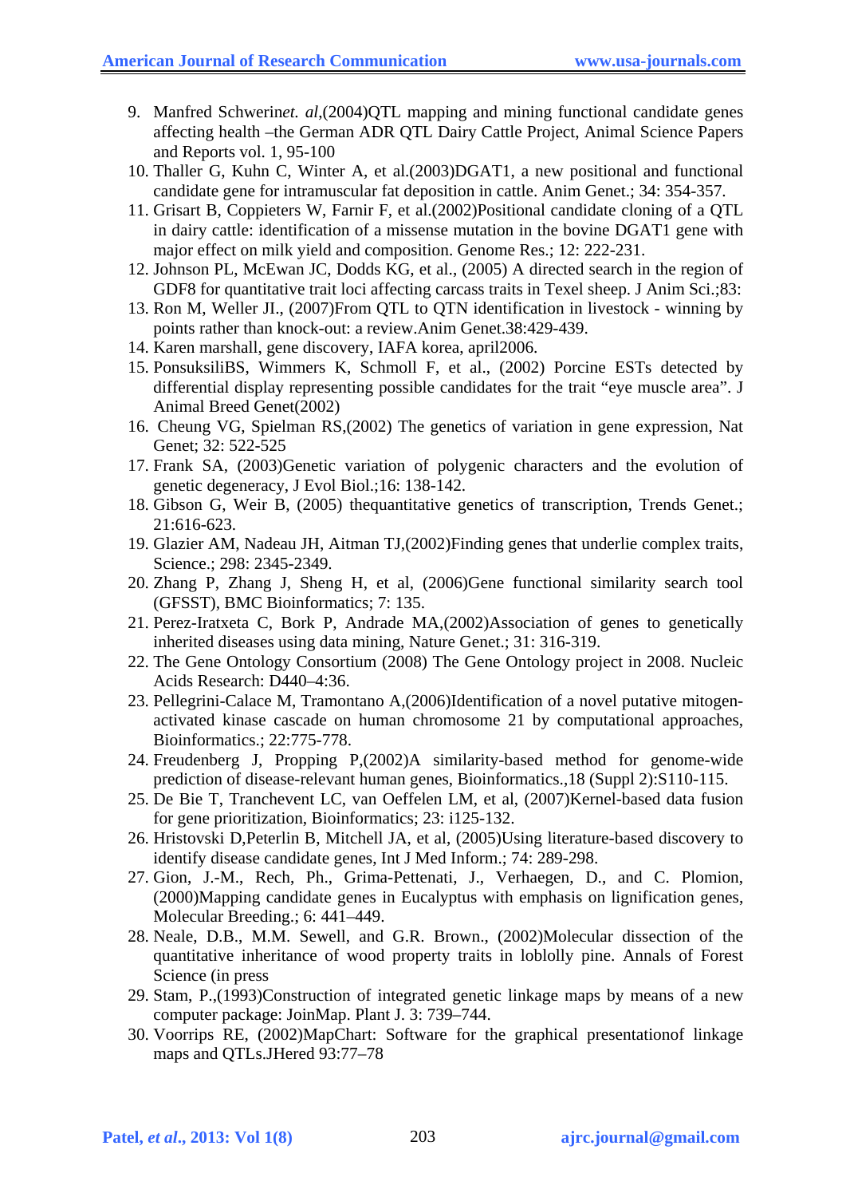9. Manfred Schwerin*et. al*,(2004)QTL mapping and mining functional candidate genes affecting health –the German ADR QTL Dairy Cattle Project, Animal Science Papers and Reports vol. 1, 95-100
10. Thaller G, Kuhn C, Winter A, et al.(2003)DGAT1, a new positional and functional candidate gene for intramuscular fat deposition in cattle. Anim Genet.; 34: 354-357.
11. Grisart B, Coppieters W, Farnir F, et al.(2002)Positional candidate cloning of a QTL in dairy cattle: identification of a missense mutation in the bovine DGAT1 gene with major effect on milk yield and composition. Genome Res.; 12: 222-231.
12. Johnson PL, McEwan JC, Dodds KG, et al., (2005) A directed search in the region of GDF8 for quantitative trait loci affecting carcass traits in Texel sheep. J Anim Sci.;83:
13. Ron M, Weller JI., (2007)From QTL to QTN identification in livestock - winning by points rather than knock-out: a review.Anim Genet.38:429-439.
14. Karen marshall, gene discovery, IAFA korea, april2006.
15. PonsuksiliBS, Wimmers K, Schmoll F, et al., (2002) Porcine ESTs detected by differential display representing possible candidates for the trait “eye muscle area”. J Animal Breed Genet(2002)
16. Cheung VG, Spielman RS,(2002) The genetics of variation in gene expression, Nat Genet; 32: 522-525
17. Frank SA, (2003)Genetic variation of polygenic characters and the evolution of genetic degeneracy, J Evol Biol.;16: 138-142.
18. Gibson G, Weir B, (2005) thequantitative genetics of transcription, Trends Genet.; 21:616-623.
19. Glazier AM, Nadeau JH, Aitman TJ,(2002)Finding genes that underlie complex traits, Science.; 298: 2345-2349.
20. Zhang P, Zhang J, Sheng H, et al, (2006)Gene functional similarity search tool (GFSST), BMC Bioinformatics; 7: 135.
21. Perez-Iratxeta C, Bork P, Andrade MA,(2002)Association of genes to genetically inherited diseases using data mining, Nature Genet.; 31: 316-319.
22. The Gene Ontology Consortium (2008) The Gene Ontology project in 2008. Nucleic Acids Research: D440–4:36.
23. Pellegrini-Calace M, Tramontano A,(2006)Identification of a novel putative mitogen-activated kinase cascade on human chromosome 21 by computational approaches, Bioinformatics.; 22:775-778.
24. Freudenberg J, Propping P,(2002)A similarity-based method for genome-wide prediction of disease-relevant human genes, Bioinformatics.,18 (Suppl 2):S110-115.
25. De Bie T, Tranchevent LC, van Oeffelen LM, et al, (2007)Kernel-based data fusion for gene prioritization, Bioinformatics; 23: i125-132.
26. Hristovski D,Peterlin B, Mitchell JA, et al, (2005)Using literature-based discovery to identify disease candidate genes, Int J Med Inform.; 74: 289-298.
27. Gion, J.-M., Rech, Ph., Grima-Pettenati, J., Verhaegen, D., and C. Plomion, (2000)Mapping candidate genes in Eucalyptus with emphasis on lignification genes, Molecular Breeding.; 6: 441–449.
28. Neale, D.B., M.M. Sewell, and G.R. Brown., (2002)Molecular dissection of the quantitative inheritance of wood property traits in loblolly pine. Annals of Forest Science (in press
29. Stam, P.,(1993)Construction of integrated genetic linkage maps by means of a new computer package: JoinMap. Plant J. 3: 739–744.
30. Voorrips RE, (2002)MapChart: Software for the graphical presentationof linkage maps and QTLs.JHered 93:77–78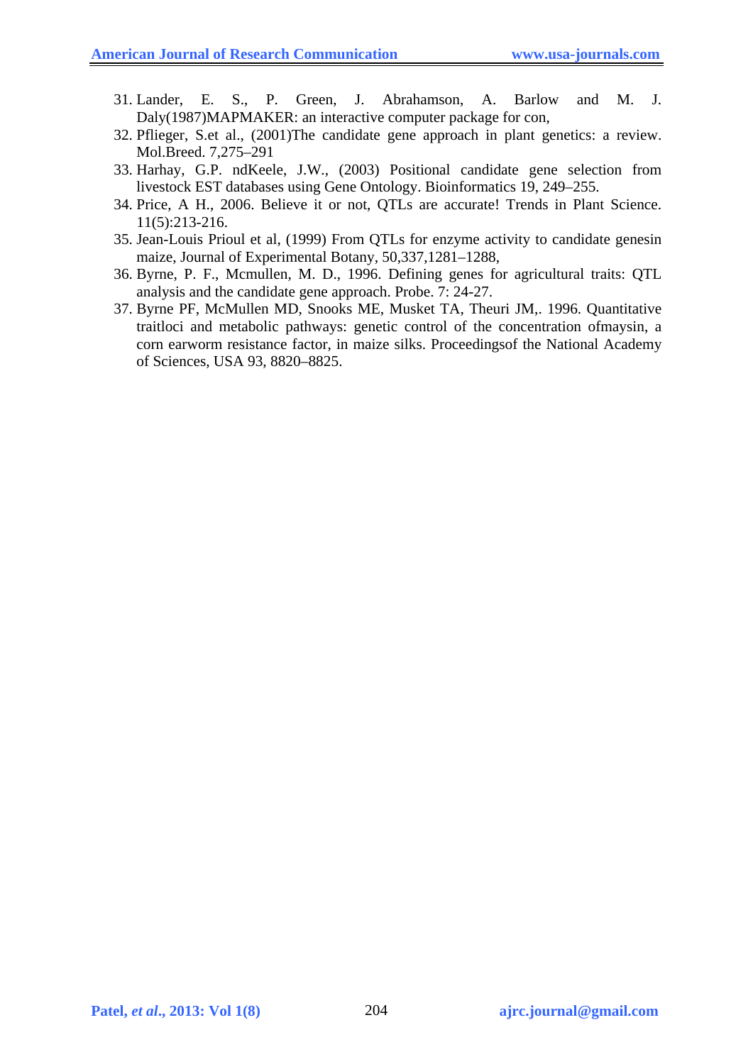31. Lander, E. S., P. Green, J. Abrahamson, A. Barlow and M. J. Daly(1987)MAPMAKER: an interactive computer package for con,
32. Pflieger, S.et al., (2001)The candidate gene approach in plant genetics: a review. Mol.Breed. 7,275–291
33. Harhay, G.P. ndKeele, J.W., (2003) Positional candidate gene selection from livestock EST databases using Gene Ontology. Bioinformatics 19, 249–255.
34. Price, A H., 2006. Believe it or not, QTLs are accurate! Trends in Plant Science. 11(5):213-216.
35. Jean-Louis Prioul et al, (1999) From QTLs for enzyme activity to candidate genesin maize, Journal of Experimental Botany, 50,337,1281–1288,
36. Byrne, P. F., Mcmullen, M. D., 1996. Defining genes for agricultural traits: QTL analysis and the candidate gene approach. Probe. 7: 24-27.
37. Byrne PF, McMullen MD, Snooks ME, Musket TA, Theuri JM,. 1996. Quantitative traitloci and metabolic pathways: genetic control of the concentration ofmaysin, a corn earworm resistance factor, in maize silks. Proceedingsof the National Academy of Sciences, USA 93, 8820–8825.